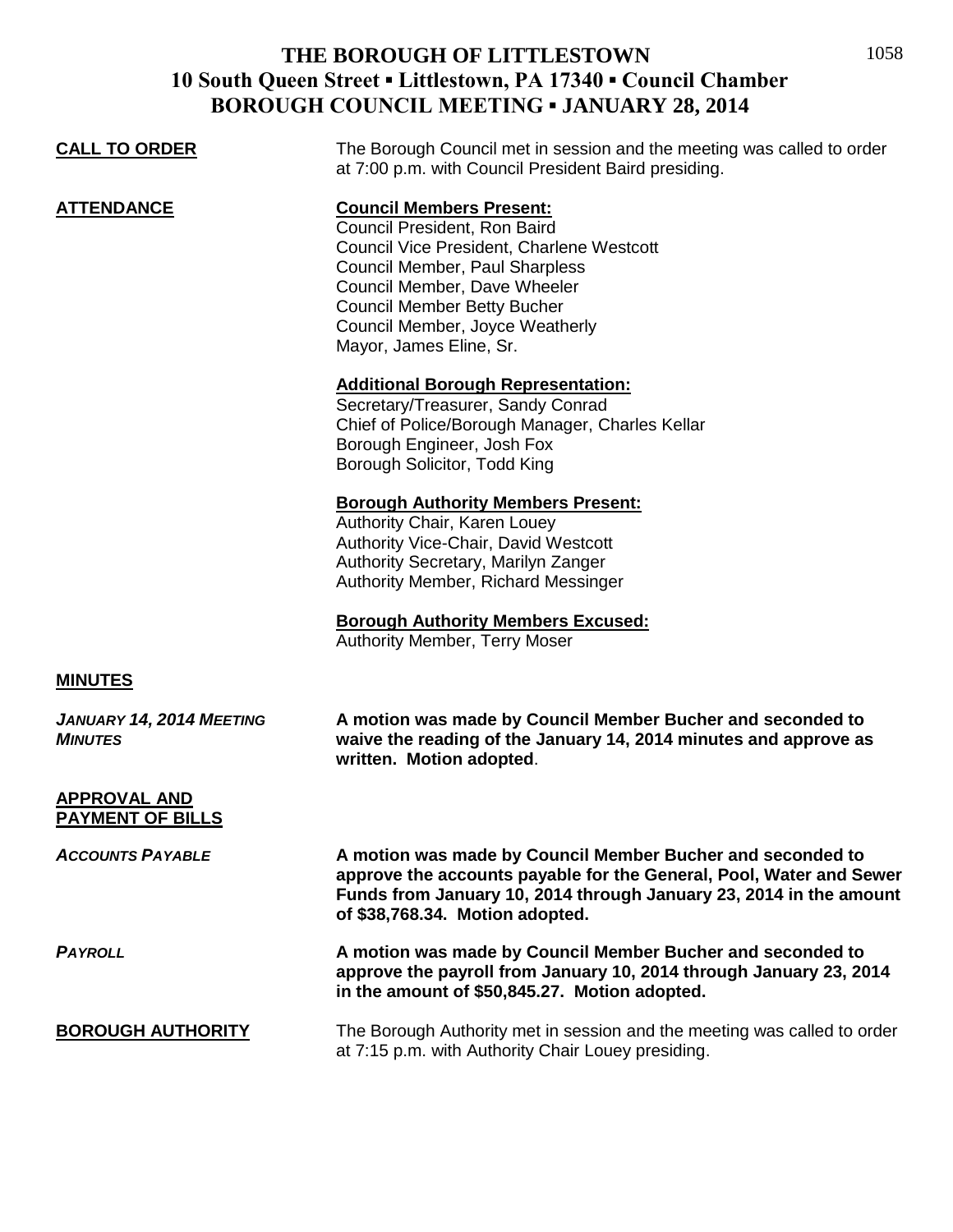# THE BOROUGH OF LITTLESTOWN
## 10 South Queen Street ▪ Littlestown, PA 17340 ▪ Council Chamber
## BOROUGH COUNCIL MEETING ▪ JANUARY 28, 2014

**CALL TO ORDER**

The Borough Council met in session and the meeting was called to order at 7:00 p.m. with Council President Baird presiding.

**ATTENDANCE**

**Council Members Present:**
Council President, Ron Baird
Council Vice President, Charlene Westcott
Council Member, Paul Sharpless
Council Member, Dave Wheeler
Council Member Betty Bucher
Council Member, Joyce Weatherly
Mayor, James Eline, Sr.

**Additional Borough Representation:**
Secretary/Treasurer, Sandy Conrad
Chief of Police/Borough Manager, Charles Kellar
Borough Engineer, Josh Fox
Borough Solicitor, Todd King

**Borough Authority Members Present:**
Authority Chair, Karen Louey
Authority Vice-Chair, David Westcott
Authority Secretary, Marilyn Zanger
Authority Member, Richard Messinger

**Borough Authority Members Excused:**
Authority Member, Terry Moser

**MINUTES**

***JANUARY 14, 2014 MEETING MINUTES***

**A motion was made by Council Member Bucher and seconded to waive the reading of the January 14, 2014 minutes and approve as written. Motion adopted**.

**APPROVAL AND PAYMENT OF BILLS**

***ACCOUNTS PAYABLE***

**A motion was made by Council Member Bucher and seconded to approve the accounts payable for the General, Pool, Water and Sewer Funds from January 10, 2014 through January 23, 2014 in the amount of $38,768.34. Motion adopted.**

***PAYROLL***

**A motion was made by Council Member Bucher and seconded to approve the payroll from January 10, 2014 through January 23, 2014 in the amount of $50,845.27. Motion adopted.**

**BOROUGH AUTHORITY**

The Borough Authority met in session and the meeting was called to order at 7:15 p.m. with Authority Chair Louey presiding.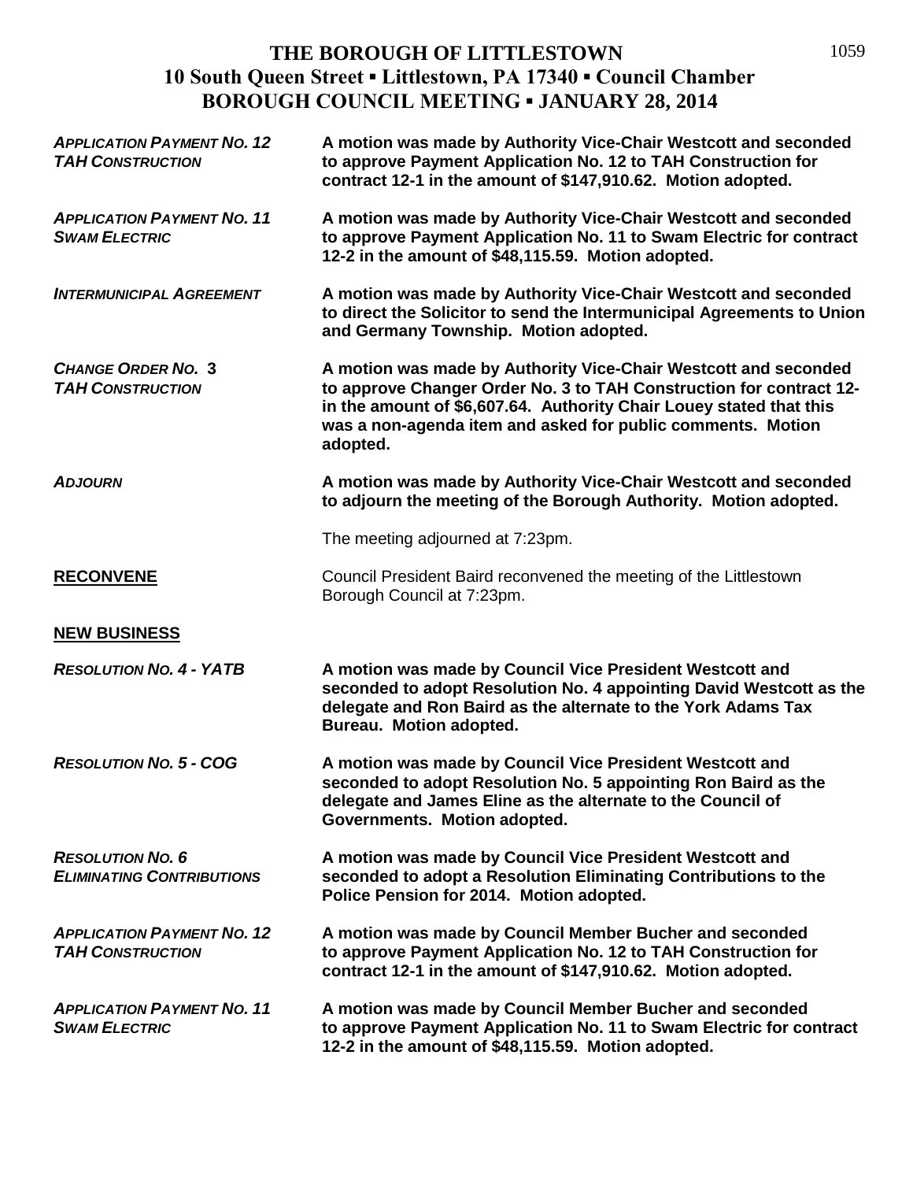# THE BOROUGH OF LITTLESTOWN
## 10 South Queen Street ▪ Littlestown, PA 17340 ▪ Council Chamber
## BOROUGH COUNCIL MEETING ▪ JANUARY 28, 2014

***APPLICATION PAYMENT NO. 12 TAH CONSTRUCTION***
**A motion was made by Authority Vice-Chair Westcott and seconded to approve Payment Application No. 12 to TAH Construction for contract 12-1 in the amount of $147,910.62. Motion adopted.**

***APPLICATION PAYMENT NO. 11 SWAM ELECTRIC***
**A motion was made by Authority Vice-Chair Westcott and seconded to approve Payment Application No. 11 to Swam Electric for contract 12-2 in the amount of $48,115.59. Motion adopted.**

***INTERMUNICIPAL AGREEMENT***
**A motion was made by Authority Vice-Chair Westcott and seconded to direct the Solicitor to send the Intermunicipal Agreements to Union and Germany Township. Motion adopted.**

***CHANGE ORDER NO. 3 TAH CONSTRUCTION***
**A motion was made by Authority Vice-Chair Westcott and seconded to approve Changer Order No. 3 to TAH Construction for contract 12-in the amount of $6,607.64. Authority Chair Louey stated that this was a non-agenda item and asked for public comments. Motion adopted.**

***ADJOURN***
**A motion was made by Authority Vice-Chair Westcott and seconded to adjourn the meeting of the Borough Authority. Motion adopted.**

The meeting adjourned at 7:23pm.

**RECONVENE**
Council President Baird reconvened the meeting of the Littlestown Borough Council at 7:23pm.

**NEW BUSINESS**

***RESOLUTION NO. 4 - YATB***
**A motion was made by Council Vice President Westcott and seconded to adopt Resolution No. 4 appointing David Westcott as the delegate and Ron Baird as the alternate to the York Adams Tax Bureau. Motion adopted.**

***RESOLUTION NO. 5 - COG***
**A motion was made by Council Vice President Westcott and seconded to adopt Resolution No. 5 appointing Ron Baird as the delegate and James Eline as the alternate to the Council of Governments. Motion adopted.**

***RESOLUTION NO. 6 ELIMINATING CONTRIBUTIONS***
**A motion was made by Council Vice President Westcott and seconded to adopt a Resolution Eliminating Contributions to the Police Pension for 2014. Motion adopted.**

***APPLICATION PAYMENT NO. 12 TAH CONSTRUCTION***
**A motion was made by Council Member Bucher and seconded to approve Payment Application No. 12 to TAH Construction for contract 12-1 in the amount of $147,910.62. Motion adopted.**

***APPLICATION PAYMENT NO. 11 SWAM ELECTRIC***
**A motion was made by Council Member Bucher and seconded to approve Payment Application No. 11 to Swam Electric for contract 12-2 in the amount of $48,115.59. Motion adopted.**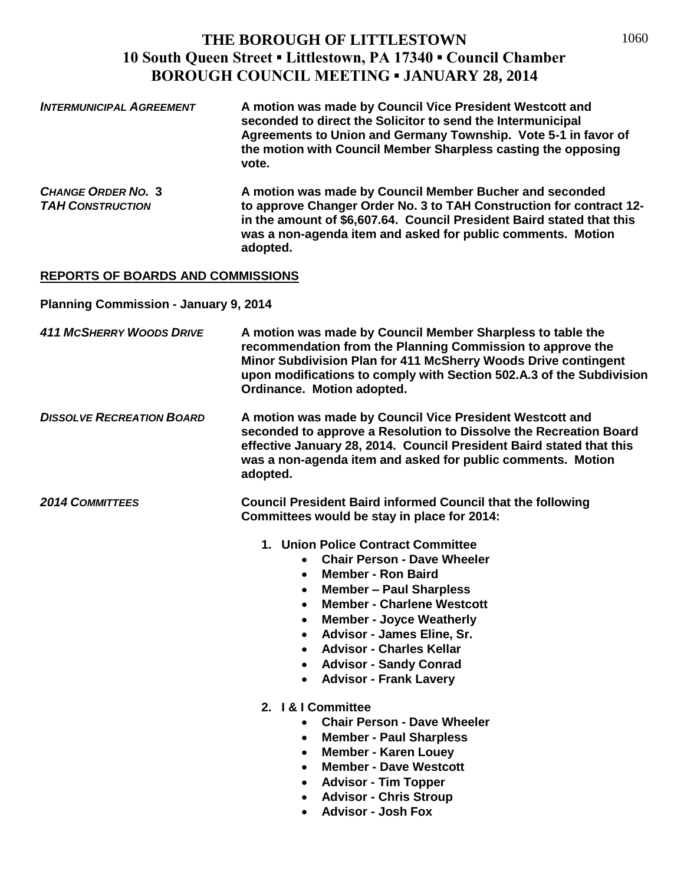# THE BOROUGH OF LITTLESTOWN
## 10 South Queen Street ▪ Littlestown, PA 17340 ▪ Council Chamber
## BOROUGH COUNCIL MEETING ▪ JANUARY 28, 2014

***INTERMUNICIPAL AGREEMENT*** — **A motion was made by Council Vice President Westcott and seconded to direct the Solicitor to send the Intermunicipal Agreements to Union and Germany Township. Vote 5-1 in favor of the motion with Council Member Sharpless casting the opposing vote.**

***CHANGE ORDER NO. 3 TAH CONSTRUCTION*** — **A motion was made by Council Member Bucher and seconded to approve Changer Order No. 3 to TAH Construction for contract 12- in the amount of $6,607.64. Council President Baird stated that this was a non-agenda item and asked for public comments. Motion adopted.**

**<u>REPORTS OF BOARDS AND COMMISSIONS</u>**

**Planning Commission - January 9, 2014**

***411 MCSHERRY WOODS DRIVE*** — **A motion was made by Council Member Sharpless to table the recommendation from the Planning Commission to approve the Minor Subdivision Plan for 411 McSherry Woods Drive contingent upon modifications to comply with Section 502.A.3 of the Subdivision Ordinance. Motion adopted.**

***DISSOLVE RECREATION BOARD*** — **A motion was made by Council Vice President Westcott and seconded to approve a Resolution to Dissolve the Recreation Board effective January 28, 2014. Council President Baird stated that this was a non-agenda item and asked for public comments. Motion adopted.**

***2014 COMMITTEES*** — **Council President Baird informed Council that the following Committees would be stay in place for 2014:**

1. **Union Police Contract Committee**
   - **Chair Person - Dave Wheeler**
   - **Member - Ron Baird**
   - **Member – Paul Sharpless**
   - **Member - Charlene Westcott**
   - **Member - Joyce Weatherly**
   - **Advisor - James Eline, Sr.**
   - **Advisor - Charles Kellar**
   - **Advisor - Sandy Conrad**
   - **Advisor - Frank Lavery**
2. **I & I Committee**
   - **Chair Person - Dave Wheeler**
   - **Member - Paul Sharpless**
   - **Member - Karen Louey**
   - **Member - Dave Westcott**
   - **Advisor - Tim Topper**
   - **Advisor - Chris Stroup**
   - **Advisor - Josh Fox**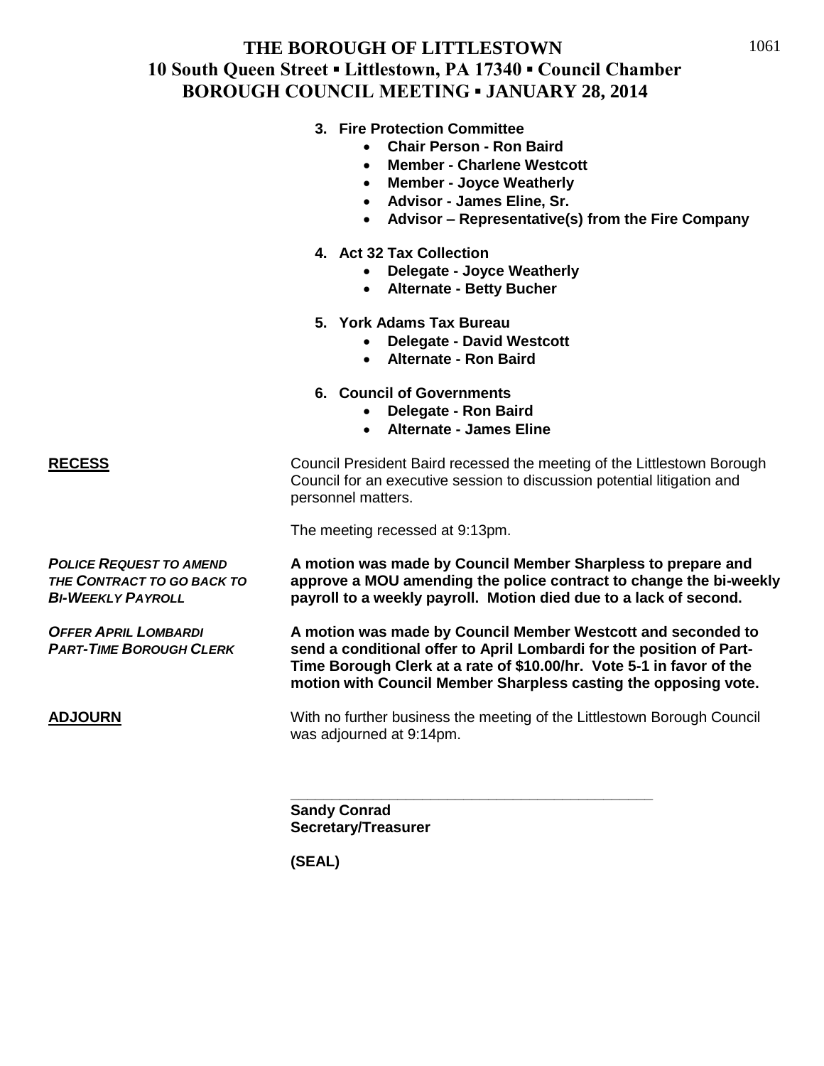3. **Fire Protection Committee**
   - **Chair Person - Ron Baird**
   - **Member - Charlene Westcott**
   - **Member - Joyce Weatherly**
   - **Advisor - James Eline, Sr.**
   - **Advisor – Representative(s) from the Fire Company**

4. **Act 32 Tax Collection**
   - **Delegate - Joyce Weatherly**
   - **Alternate - Betty Bucher**

5. **York Adams Tax Bureau**
   - **Delegate - David Westcott**
   - **Alternate - Ron Baird**

6. **Council of Governments**
   - **Delegate - Ron Baird**
   - **Alternate - James Eline**

**RECESS**

Council President Baird recessed the meeting of the Littlestown Borough Council for an executive session to discussion potential litigation and personnel matters.

The meeting recessed at 9:13pm.

***POLICE REQUEST TO AMEND THE CONTRACT TO GO BACK TO BI-WEEKLY PAYROLL***

**A motion was made by Council Member Sharpless to prepare and approve a MOU amending the police contract to change the bi-weekly payroll to a weekly payroll. Motion died due to a lack of second.**

***OFFER APRIL LOMBARDI PART-TIME BOROUGH CLERK***

**A motion was made by Council Member Westcott and seconded to send a conditional offer to April Lombardi for the position of Part-Time Borough Clerk at a rate of $10.00/hr. Vote 5-1 in favor of the motion with Council Member Sharpless casting the opposing vote.**

**ADJOURN**

With no further business the meeting of the Littlestown Borough Council was adjourned at 9:14pm.

_____________________________________________

**Sandy Conrad**
**Secretary/Treasurer**

**(SEAL)**